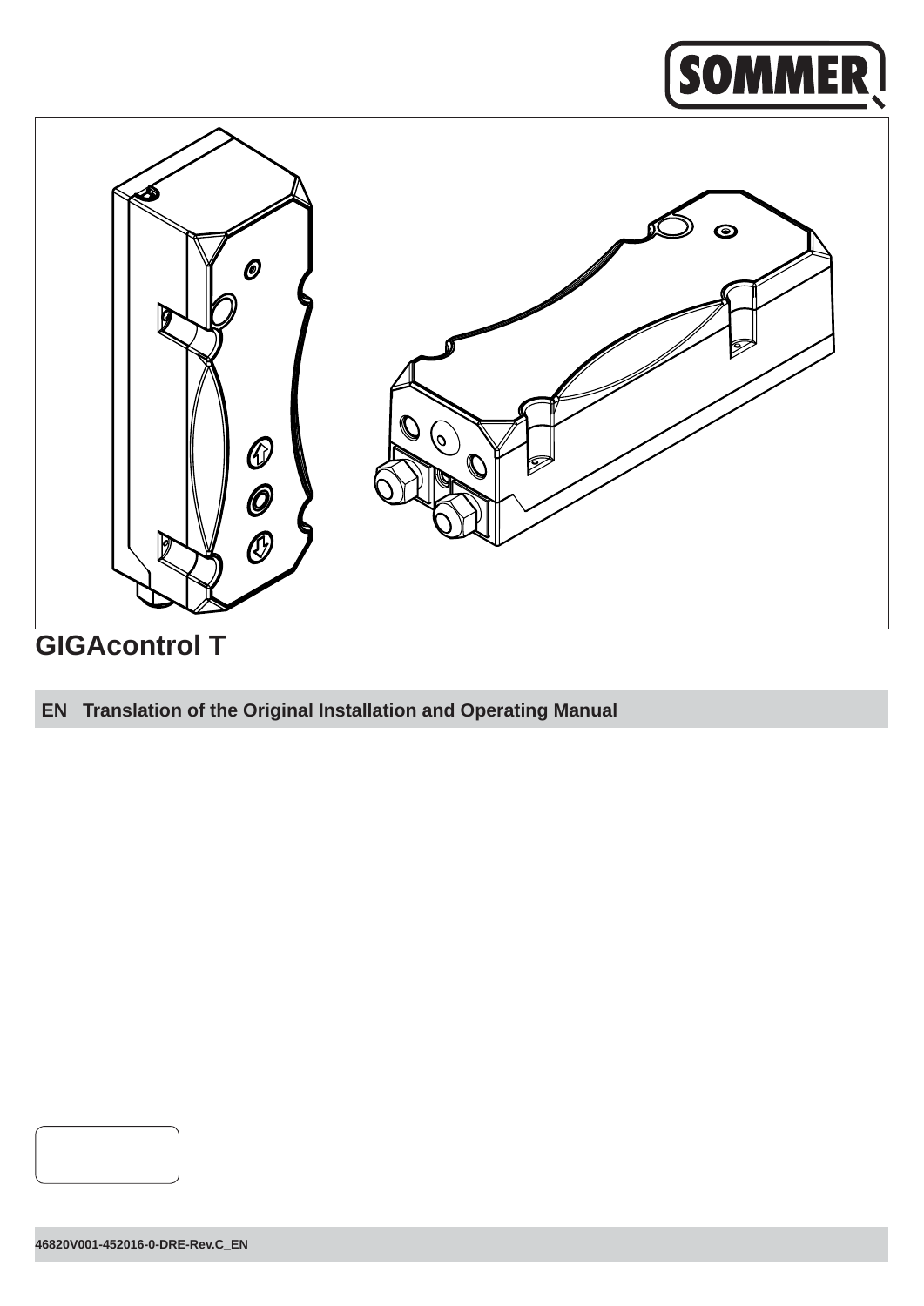SOMMER

# GIGAcontrol T

**EN Translation of the Original Installation and Operating Manual**

46820V001-452016-0-DRE-Rev.C_EN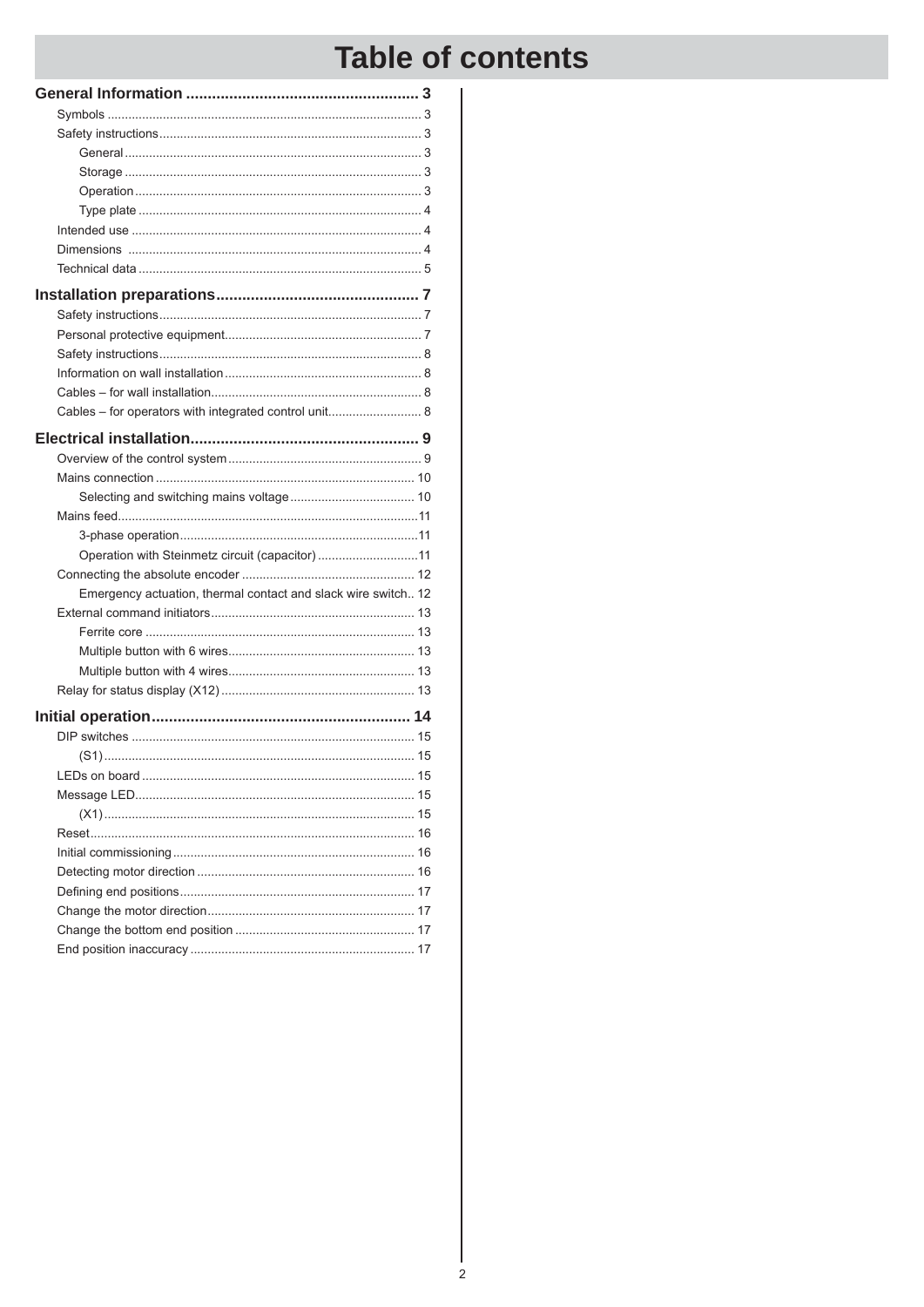# Table of contents

**General Information .......................................................... 3**

- Symbols .......................................................................... 3
- Safety instructions .......................................................... 3
  - General ..................................................................... 3
  - Storage ..................................................................... 3
  - Operation .................................................................. 3
  - Type plate ................................................................. 4
- Intended use ................................................................... 4
- Dimensions .................................................................... 4
- Technical data ................................................................. 5

**Installation preparations .................................................. 7**

- Safety instructions .......................................................... 7
- Personal protective equipment ........................................ 7
- Safety instructions .......................................................... 8
- Information on wall installation ....................................... 8
- Cables – for wall installation ........................................... 8
- Cables – for operators with integrated control unit ......... 8

**Electrical installation ........................................................ 9**

- Overview of the control system ...................................... 9
- Mains connection .......................................................... 10
  - Selecting and switching mains voltage ...................... 10
- Mains feed ..................................................................... 11
  - 3-phase operation ...................................................... 11
  - Operation with Steinmetz circuit (capacitor) ............... 11
- Connecting the absolute encoder .................................. 12
  - Emergency actuation, thermal contact and slack wire switch .. 12
- External command initiators .......................................... 13
  - Ferrite core ................................................................ 13
  - Multiple button with 6 wires ....................................... 13
  - Multiple button with 4 wires ....................................... 13
- Relay for status display (X12) ........................................ 13

**Initial operation ............................................................... 14**

- DIP switches ................................................................. 15
  - (S1) ........................................................................... 15
- LEDs on board .............................................................. 15
- Message LED ................................................................ 15
  - (X1) ........................................................................... 15
- Reset ............................................................................. 16
- Initial commissioning ..................................................... 16
- Detecting motor direction .............................................. 16
- Defining end positions ................................................... 17
- Change the motor direction ........................................... 17
- Change the bottom end position ................................... 17
- End position inaccuracy ................................................ 17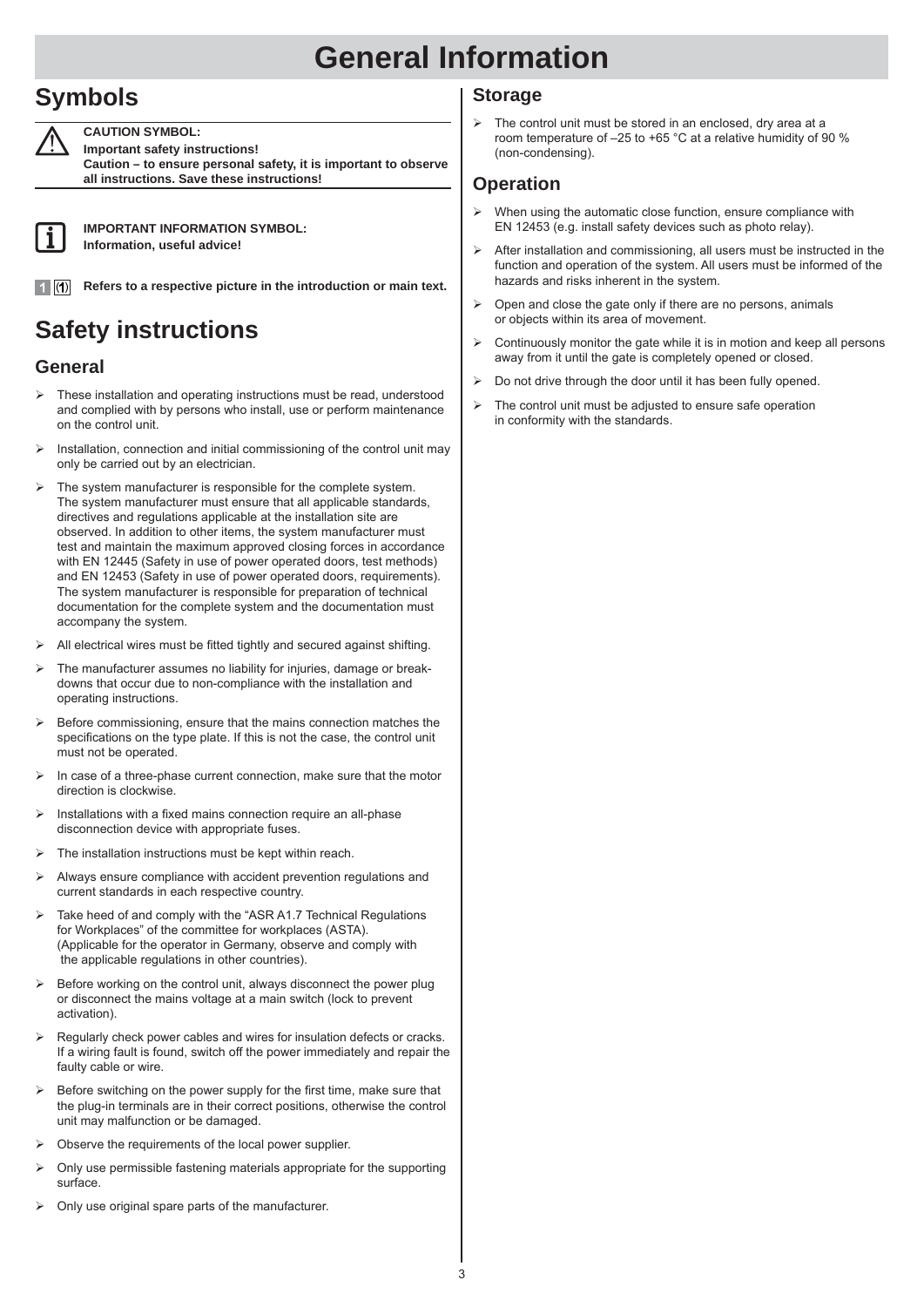# General Information

## Symbols

⚠ **CAUTION SYMBOL:**
**Important safety instructions!**
**Caution – to ensure personal safety, it is important to observe all instructions. Save these instructions!**

**IMPORTANT INFORMATION SYMBOL:**
**Information, useful advice!**

**1** **(1)** **Refers to a respective picture in the introduction or main text.**

## Safety instructions

### General

- These installation and operating instructions must be read, understood and complied with by persons who install, use or perform maintenance on the control unit.
- Installation, connection and initial commissioning of the control unit may only be carried out by an electrician.
- The system manufacturer is responsible for the complete system. The system manufacturer must ensure that all applicable standards, directives and regulations applicable at the installation site are observed. In addition to other items, the system manufacturer must test and maintain the maximum approved closing forces in accordance with EN 12445 (Safety in use of power operated doors, test methods) and EN 12453 (Safety in use of power operated doors, requirements). The system manufacturer is responsible for preparation of technical documentation for the complete system and the documentation must accompany the system.
- All electrical wires must be fitted tightly and secured against shifting.
- The manufacturer assumes no liability for injuries, damage or break-downs that occur due to non-compliance with the installation and operating instructions.
- Before commissioning, ensure that the mains connection matches the specifications on the type plate. If this is not the case, the control unit must not be operated.
- In case of a three-phase current connection, make sure that the motor direction is clockwise.
- Installations with a fixed mains connection require an all-phase disconnection device with appropriate fuses.
- The installation instructions must be kept within reach.
- Always ensure compliance with accident prevention regulations and current standards in each respective country.
- Take heed of and comply with the "ASR A1.7 Technical Regulations for Workplaces" of the committee for workplaces (ASTA). (Applicable for the operator in Germany, observe and comply with the applicable regulations in other countries).
- Before working on the control unit, always disconnect the power plug or disconnect the mains voltage at a main switch (lock to prevent activation).
- Regularly check power cables and wires for insulation defects or cracks. If a wiring fault is found, switch off the power immediately and repair the faulty cable or wire.
- Before switching on the power supply for the first time, make sure that the plug-in terminals are in their correct positions, otherwise the control unit may malfunction or be damaged.
- Observe the requirements of the local power supplier.
- Only use permissible fastening materials appropriate for the supporting surface.
- Only use original spare parts of the manufacturer.

### Storage

- The control unit must be stored in an enclosed, dry area at a room temperature of –25 to +65 °C at a relative humidity of 90 % (non-condensing).

### Operation

- When using the automatic close function, ensure compliance with EN 12453 (e.g. install safety devices such as photo relay).
- After installation and commissioning, all users must be instructed in the function and operation of the system. All users must be informed of the hazards and risks inherent in the system.
- Open and close the gate only if there are no persons, animals or objects within its area of movement.
- Continuously monitor the gate while it is in motion and keep all persons away from it until the gate is completely opened or closed.
- Do not drive through the door until it has been fully opened.
- The control unit must be adjusted to ensure safe operation in conformity with the standards.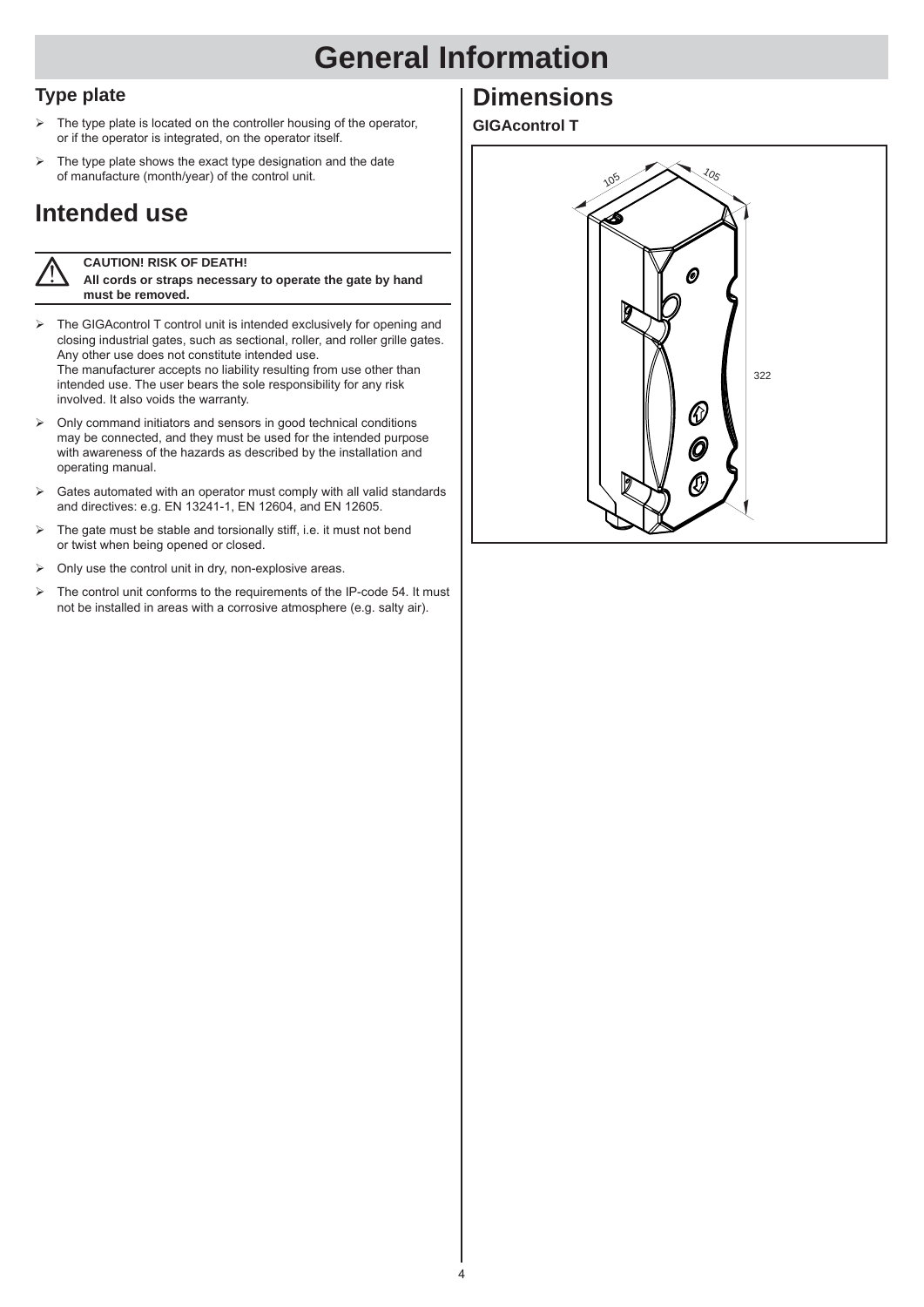# General Information

## Type plate

- The type plate is located on the controller housing of the operator, or if the operator is integrated, on the operator itself.
- The type plate shows the exact type designation and the date of manufacture (month/year) of the control unit.

## Intended use

**CAUTION! RISK OF DEATH!**
**All cords or straps necessary to operate the gate by hand must be removed.**

- The GIGAcontrol T control unit is intended exclusively for opening and closing industrial gates, such as sectional, roller, and roller grille gates. Any other use does not constitute intended use.
  The manufacturer accepts no liability resulting from use other than intended use. The user bears the sole responsibility for any risk involved. It also voids the warranty.
- Only command initiators and sensors in good technical conditions may be connected, and they must be used for the intended purpose with awareness of the hazards as described by the installation and operating manual.
- Gates automated with an operator must comply with all valid standards and directives: e.g. EN 13241-1, EN 12604, and EN 12605.
- The gate must be stable and torsionally stiff, i.e. it must not bend or twist when being opened or closed.
- Only use the control unit in dry, non-explosive areas.
- The control unit conforms to the requirements of the IP-code 54. It must not be installed in areas with a corrosive atmosphere (e.g. salty air).

## Dimensions

### GIGAcontrol T

105 105 322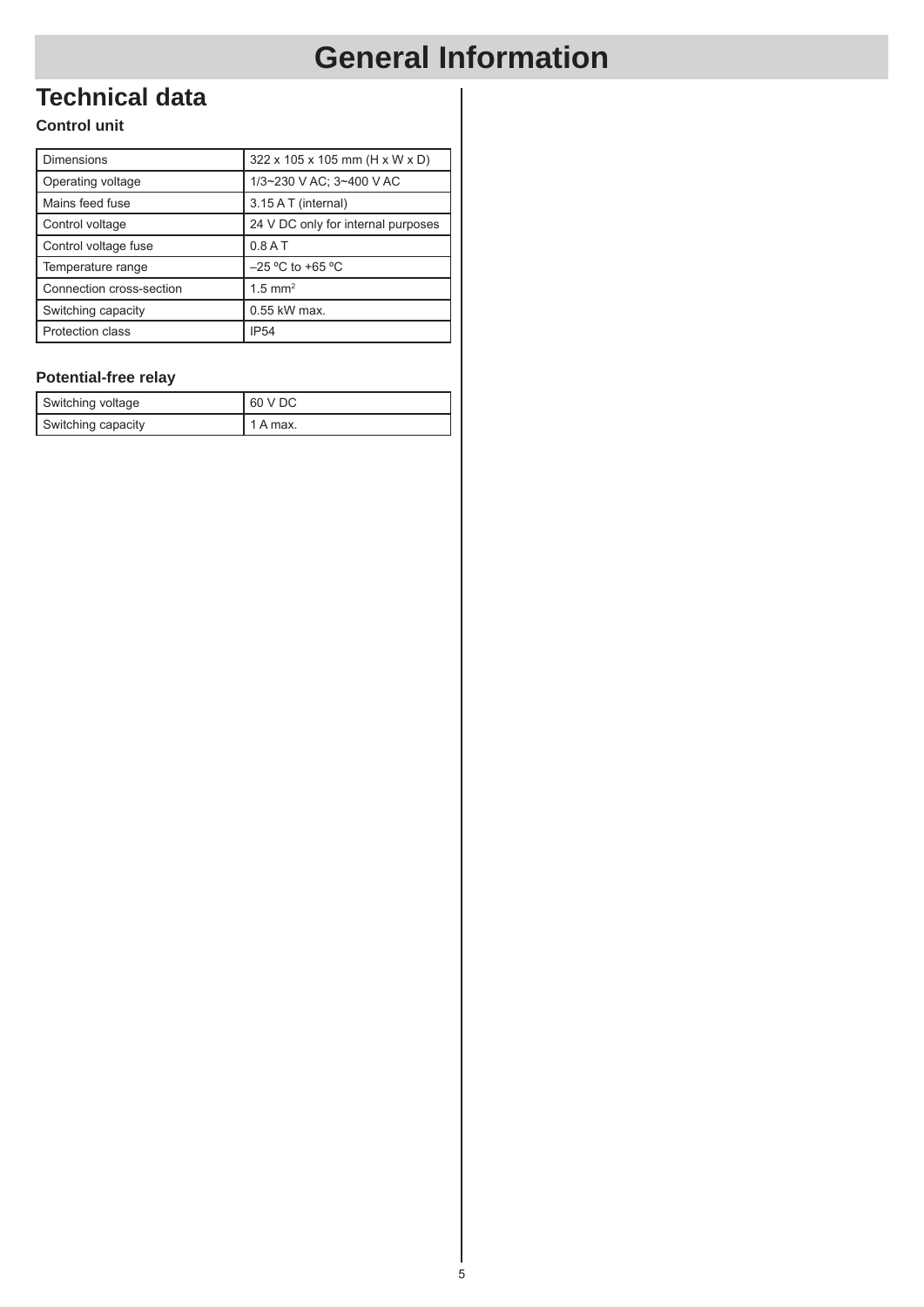# General Information

## Technical data

### Control unit

| Dimensions | 322 x 105 x 105 mm (H x W x D) |
|---|---|
| Operating voltage | 1/3~230 V AC; 3~400 V AC |
| Mains feed fuse | 3.15 A T (internal) |
| Control voltage | 24 V DC only for internal purposes |
| Control voltage fuse | 0.8 A T |
| Temperature range | –25 ºC to +65 ºC |
| Connection cross-section | 1.5 $mm^2$ |
| Switching capacity | 0.55 kW max. |
| Protection class | IP54 |

### Potential-free relay

| Switching voltage | 60 V DC |
|---|---|
| Switching capacity | 1 A max. |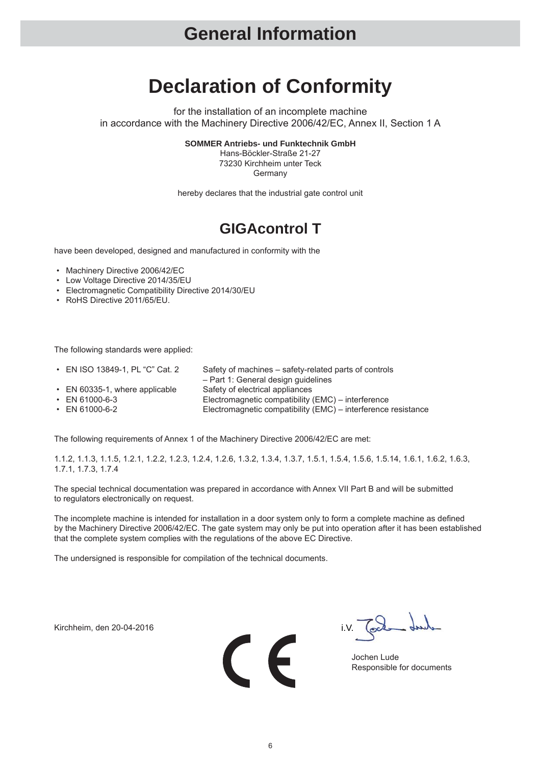# General Information

# Declaration of Conformity

for the installation of an incomplete machine
in accordance with the Machinery Directive 2006/42/EC, Annex II, Section 1 A

**SOMMER Antriebs- und Funktechnik GmbH**
Hans-Böckler-Straße 21-27
73230 Kirchheim unter Teck
Germany

hereby declares that the industrial gate control unit

## GIGAcontrol T

have been developed, designed and manufactured in conformity with the

- Machinery Directive 2006/42/EC
- Low Voltage Directive 2014/35/EU
- Electromagnetic Compatibility Directive 2014/30/EU
- RoHS Directive 2011/65/EU.

The following standards were applied:

| | |
|---|---|
| • EN ISO 13849-1, PL "C" Cat. 2 | Safety of machines – safety-related parts of controls – Part 1: General design guidelines |
| • EN 60335-1, where applicable | Safety of electrical appliances |
| • EN 61000-6-3 | Electromagnetic compatibility (EMC) – interference |
| • EN 61000-6-2 | Electromagnetic compatibility (EMC) – interference resistance |

The following requirements of Annex 1 of the Machinery Directive 2006/42/EC are met:

1.1.2, 1.1.3, 1.1.5, 1.2.1, 1.2.2, 1.2.3, 1.2.4, 1.2.6, 1.3.2, 1.3.4, 1.3.7, 1.5.1, 1.5.4, 1.5.6, 1.5.14, 1.6.1, 1.6.2, 1.6.3, 1.7.1, 1.7.3, 1.7.4

The special technical documentation was prepared in accordance with Annex VII Part B and will be submitted to regulators electronically on request.

The incomplete machine is intended for installation in a door system only to form a complete machine as defined by the Machinery Directive 2006/42/EC. The gate system may only be put into operation after it has been established that the complete system complies with the regulations of the above EC Directive.

The undersigned is responsible for compilation of the technical documents.

Kirchheim, den 20-04-2016

CE

i.V.

Jochen Lude
Responsible for documents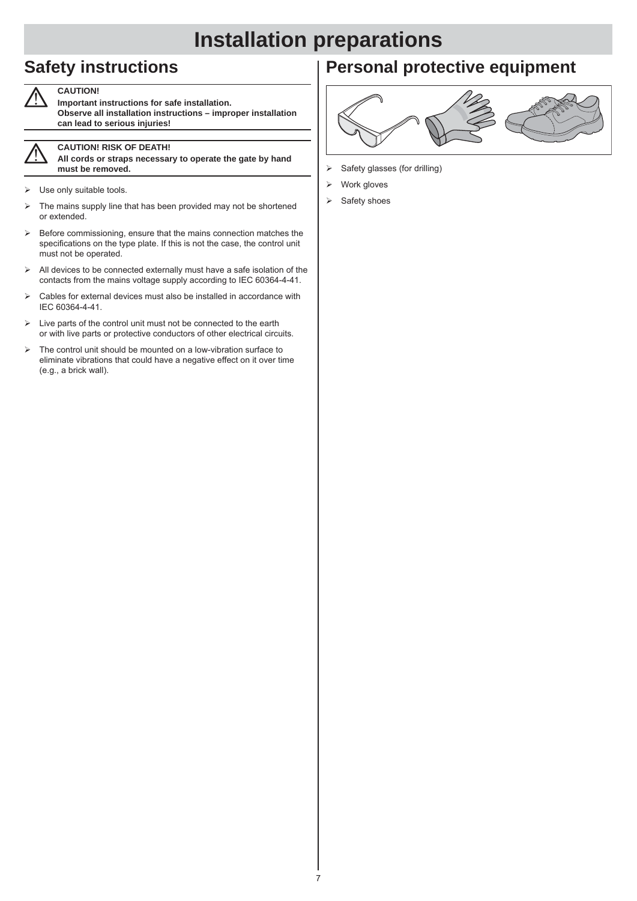# Installation preparations

## Safety instructions

⚠ **CAUTION!**
**Important instructions for safe installation.**
**Observe all installation instructions – improper installation can lead to serious injuries!**

⚠ **CAUTION! RISK OF DEATH!**
**All cords or straps necessary to operate the gate by hand must be removed.**

- Use only suitable tools.
- The mains supply line that has been provided may not be shortened or extended.
- Before commissioning, ensure that the mains connection matches the specifications on the type plate. If this is not the case, the control unit must not be operated.
- All devices to be connected externally must have a safe isolation of the contacts from the mains voltage supply according to IEC 60364-4-41.
- Cables for external devices must also be installed in accordance with IEC 60364-4-41.
- Live parts of the control unit must not be connected to the earth or with live parts or protective conductors of other electrical circuits.
- The control unit should be mounted on a low-vibration surface to eliminate vibrations that could have a negative effect on it over time (e.g., a brick wall).

## Personal protective equipment

- Safety glasses (for drilling)
- Work gloves
- Safety shoes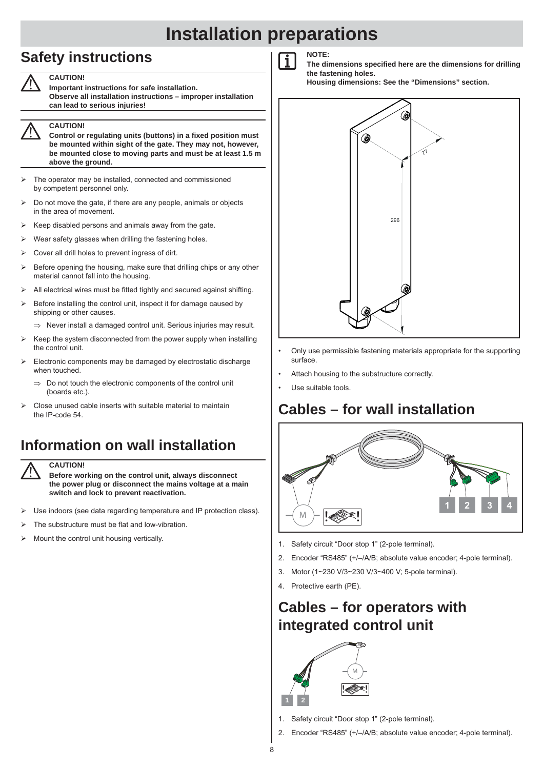# Installation preparations

## Safety instructions

> **CAUTION!**
> **Important instructions for safe installation.**
> **Observe all installation instructions – improper installation can lead to serious injuries!**

> **CAUTION!**
> **Control or regulating units (buttons) in a fixed position must be mounted within sight of the gate. They may not, however, be mounted close to moving parts and must be at least 1.5 m above the ground.**

- The operator may be installed, connected and commissioned by competent personnel only.
- Do not move the gate, if there are any people, animals or objects in the area of movement.
- Keep disabled persons and animals away from the gate.
- Wear safety glasses when drilling the fastening holes.
- Cover all drill holes to prevent ingress of dirt.
- Before opening the housing, make sure that drilling chips or any other material cannot fall into the housing.
- All electrical wires must be fitted tightly and secured against shifting.
- Before installing the control unit, inspect it for damage caused by shipping or other causes.
  - ⇒ Never install a damaged control unit. Serious injuries may result.
- Keep the system disconnected from the power supply when installing the control unit.
- Electronic components may be damaged by electrostatic discharge when touched.
  - ⇒ Do not touch the electronic components of the control unit (boards etc.).
- Close unused cable inserts with suitable material to maintain the IP-code 54.

## Information on wall installation

> **CAUTION!**
> **Before working on the control unit, always disconnect the power plug or disconnect the mains voltage at a main switch and lock to prevent reactivation.**

- Use indoors (see data regarding temperature and IP protection class).
- The substructure must be flat and low-vibration.
- Mount the control unit housing vertically.

> **NOTE:**
> **The dimensions specified here are the dimensions for drilling the fastening holes.**
> **Housing dimensions: See the "Dimensions" section.**

77

296

- Only use permissible fastening materials appropriate for the supporting surface.
- Attach housing to the substructure correctly.
- Use suitable tools.

## Cables – for wall installation

1. Safety circuit "Door stop 1" (2-pole terminal).
2. Encoder "RS485" (+/–/A/B; absolute value encoder; 4-pole terminal).
3. Motor (1~230 V/3~230 V/3~400 V; 5-pole terminal).
4. Protective earth (PE).

## Cables – for operators with integrated control unit

1. Safety circuit "Door stop 1" (2-pole terminal).
2. Encoder "RS485" (+/–/A/B; absolute value encoder; 4-pole terminal).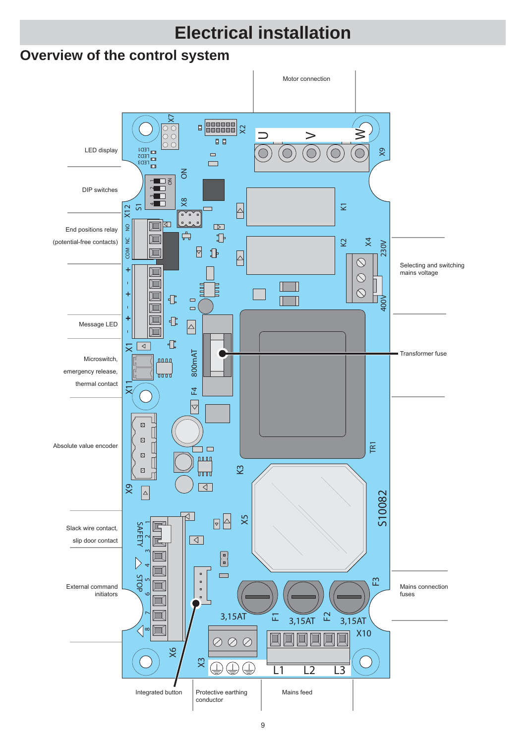# Electrical installation

## Overview of the control system

Motor connection

LED display

DIP switches

End positions relay (potential-free contacts)

Message LED

Microswitch, emergency release, thermal contact

Absolute value encoder

Slack wire contact, slip door contact

External command initiators

Selecting and switching mains voltage

Transformer fuse

Mains connection fuses

Integrated button

Protective earthing conductor

Mains feed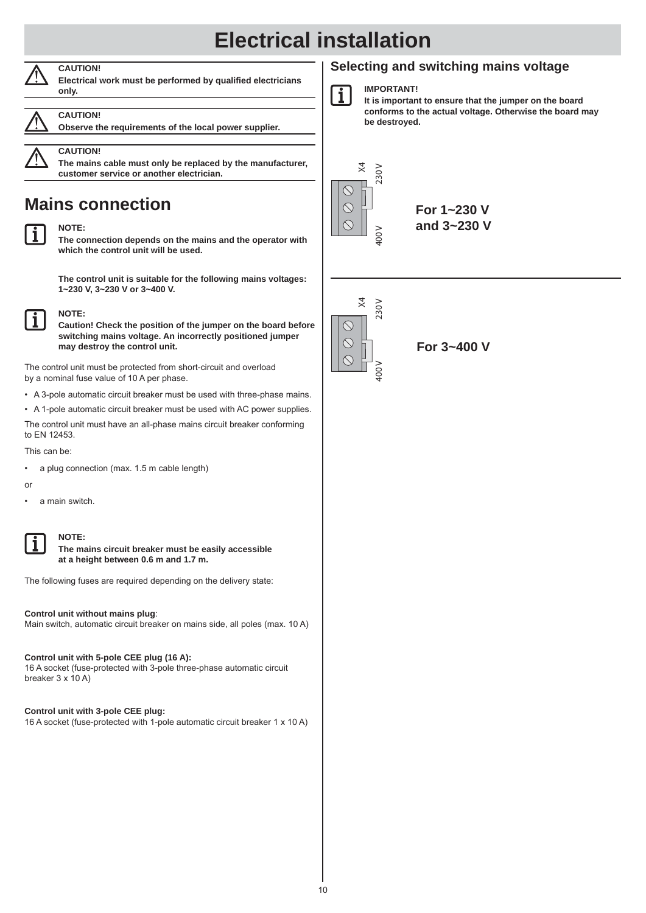# Electrical installation

**CAUTION!**
**Electrical work must be performed by qualified electricians only.**

**CAUTION!**
**Observe the requirements of the local power supplier.**

**CAUTION!**
**The mains cable must only be replaced by the manufacturer, customer service or another electrician.**

## Mains connection

**NOTE:**
**The connection depends on the mains and the operator with which the control unit will be used.**

**The control unit is suitable for the following mains voltages: 1~230 V, 3~230 V or 3~400 V.**

**NOTE:**
**Caution! Check the position of the jumper on the board before switching mains voltage. An incorrectly positioned jumper may destroy the control unit.**

The control unit must be protected from short-circuit and overload by a nominal fuse value of 10 A per phase.

- A 3-pole automatic circuit breaker must be used with three-phase mains.
- A 1-pole automatic circuit breaker must be used with AC power supplies.

The control unit must have an all-phase mains circuit breaker conforming to EN 12453.

This can be:

- a plug connection (max. 1.5 m cable length)

or

- a main switch.

**NOTE:**
**The mains circuit breaker must be easily accessible at a height between 0.6 m and 1.7 m.**

The following fuses are required depending on the delivery state:

**Control unit without mains plug**:
Main switch, automatic circuit breaker on mains side, all poles (max. 10 A)

**Control unit with 5-pole CEE plug (16 A):**
16 A socket (fuse-protected with 3-pole three-phase automatic circuit breaker 3 x 10 A)

**Control unit with 3-pole CEE plug:**
16 A socket (fuse-protected with 1-pole automatic circuit breaker 1 x 10 A)

## Selecting and switching mains voltage

**IMPORTANT!**
**It is important to ensure that the jumper on the board conforms to the actual voltage. Otherwise the board may be destroyed.**

X4 230 V / 400 V

**For 1~230 V and 3~230 V**

X4 230 V / 400 V

**For 3~400 V**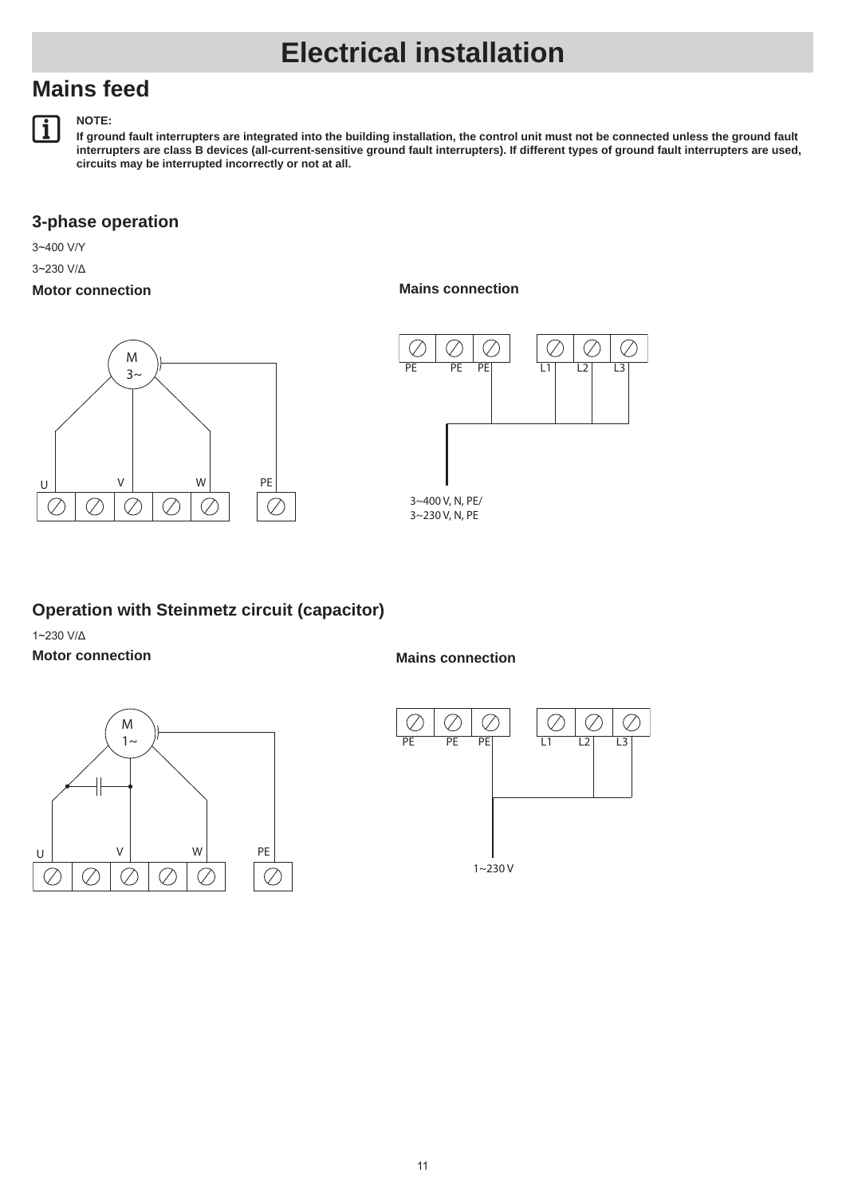# Electrical installation

## Mains feed

**NOTE:**

**If ground fault interrupters are integrated into the building installation, the control unit must not be connected unless the ground fault interrupters are class B devices (all-current-sensitive ground fault interrupters). If different types of ground fault interrupters are used, circuits may be interrupted incorrectly or not at all.**

### 3-phase operation

3~400 V/Y

3~230 V/Δ

**Motor connection**

M 3~

U V W PE

**Mains connection**

PE PE PE L1 L2 L3

3~400 V, N, PE/
3~230 V, N, PE

### Operation with Steinmetz circuit (capacitor)

1~230 V/Δ

**Motor connection**

M 1~

U V W PE

**Mains connection**

PE PE PE L1 L2 L3

1~230 V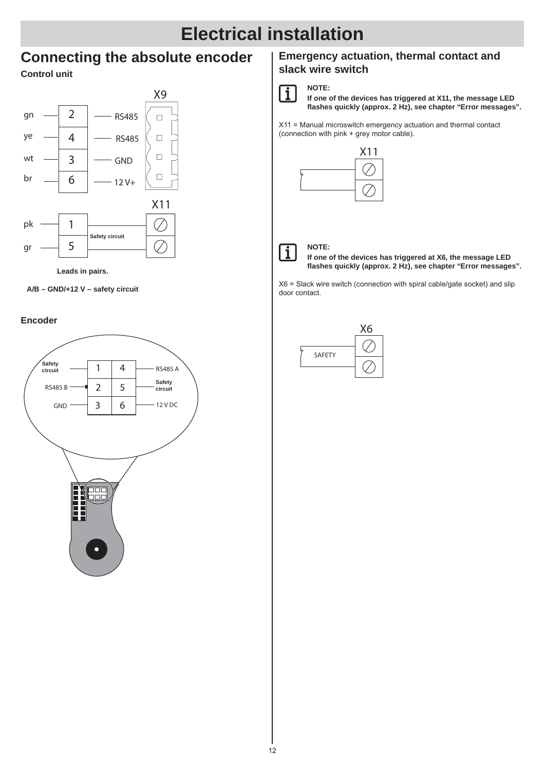# Electrical installation

## Connecting the absolute encoder

**Control unit**

| Wire | Terminal | Signal | Connector |
|---|---|---|---|
| gn | 2 | RS485 | X9 |
| ye | 4 | RS485 | X9 |
| wt | 3 | GND | X9 |
| br | 6 | 12 V+ | X9 |
| pk | 1 | Safety circuit | X11 |
| gr | 5 | Safety circuit | X11 |

**Leads in pairs.**

**A/B – GND/+12 V – safety circuit**

**Encoder**

| Signal | Pin | Pin | Signal |
|---|---|---|---|
| Safety circuit | 1 | 4 | RS485 A |
| RS485 B | 2 | 5 | Safety circuit |
| GND | 3 | 6 | 12 V DC |

## Emergency actuation, thermal contact and slack wire switch

**NOTE:**

**If one of the devices has triggered at X11, the message LED flashes quickly (approx. 2 Hz), see chapter "Error messages".**

X11 = Manual microswitch emergency actuation and thermal contact (connection with pink + grey motor cable).

X11

**NOTE:**

**If one of the devices has triggered at X6, the message LED flashes quickly (approx. 2 Hz), see chapter "Error messages".**

X6 = Slack wire switch (connection with spiral cable/gate socket) and slip door contact.

X6

SAFETY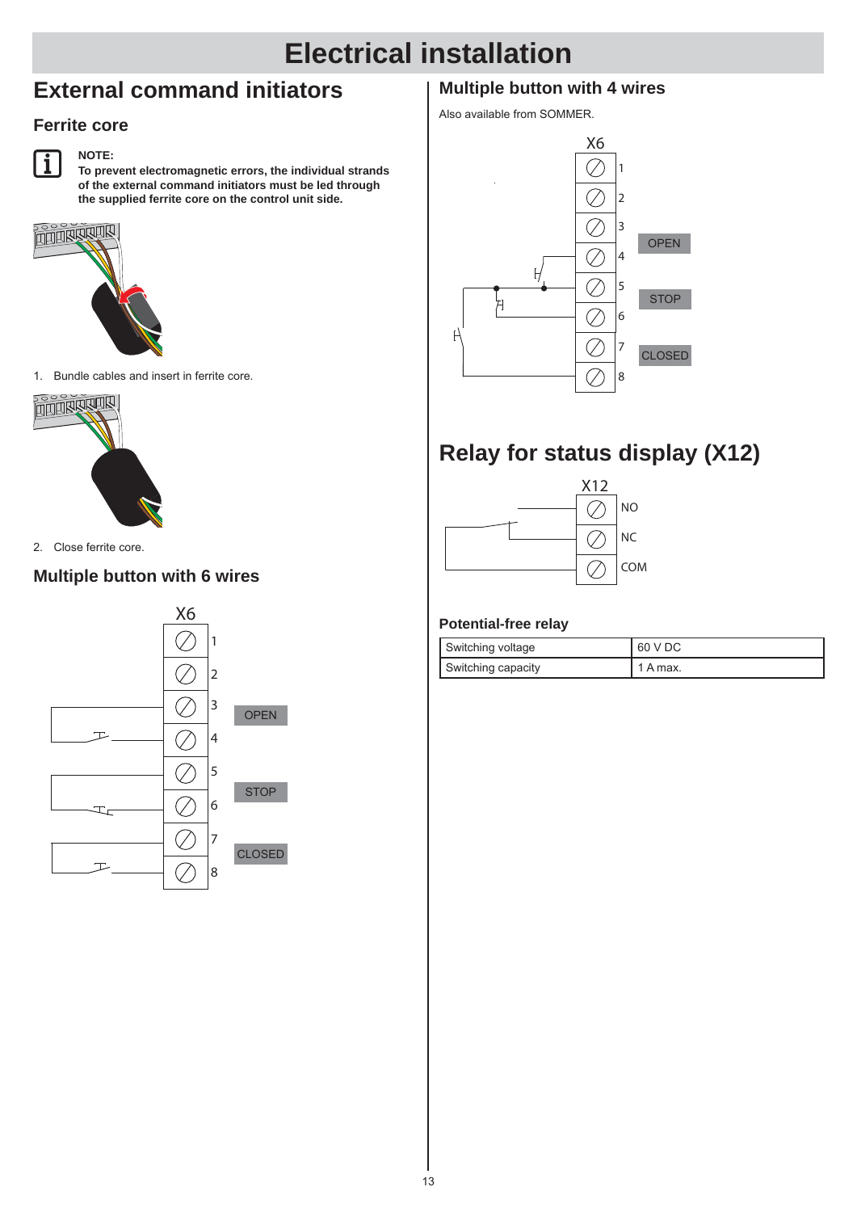# Electrical installation

## External command initiators

### Ferrite core

**NOTE:**
**To prevent electromagnetic errors, the individual strands of the external command initiators must be led through the supplied ferrite core on the control unit side.**

1. Bundle cables and insert in ferrite core.

2. Close ferrite core.

### Multiple button with 6 wires

X6

1
2
3 OPEN
4
5 STOP
6
7 CLOSED
8

### Multiple button with 4 wires

Also available from SOMMER.

X6

1
2
3 OPEN
4
5 STOP
6
7 CLOSED
8

## Relay for status display (X12)

X12

NO
NC
COM

### Potential-free relay

| Switching voltage | 60 V DC |
|---|---|
| Switching capacity | 1 A max. |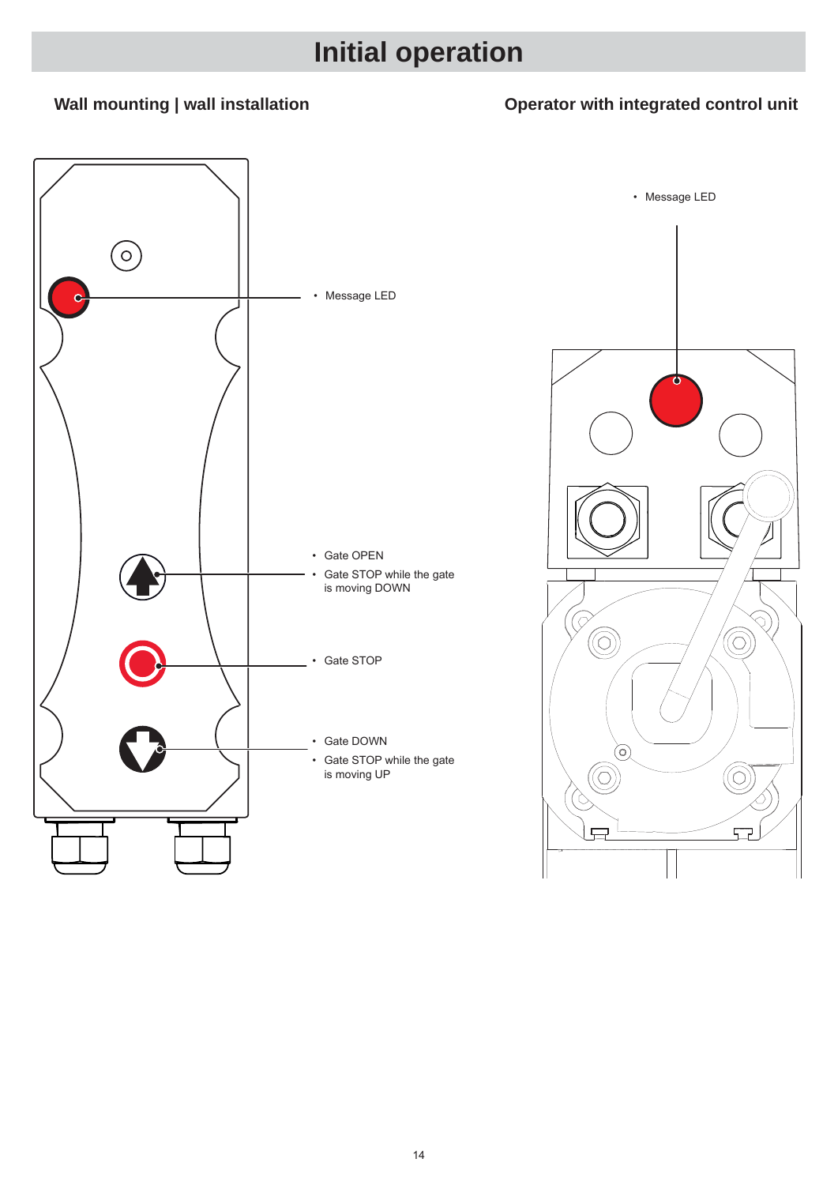# Initial operation

## Wall mounting | wall installation

- Message LED

- Gate OPEN
- Gate STOP while the gate is moving DOWN

- Gate STOP

- Gate DOWN
- Gate STOP while the gate is moving UP

## Operator with integrated control unit

- Message LED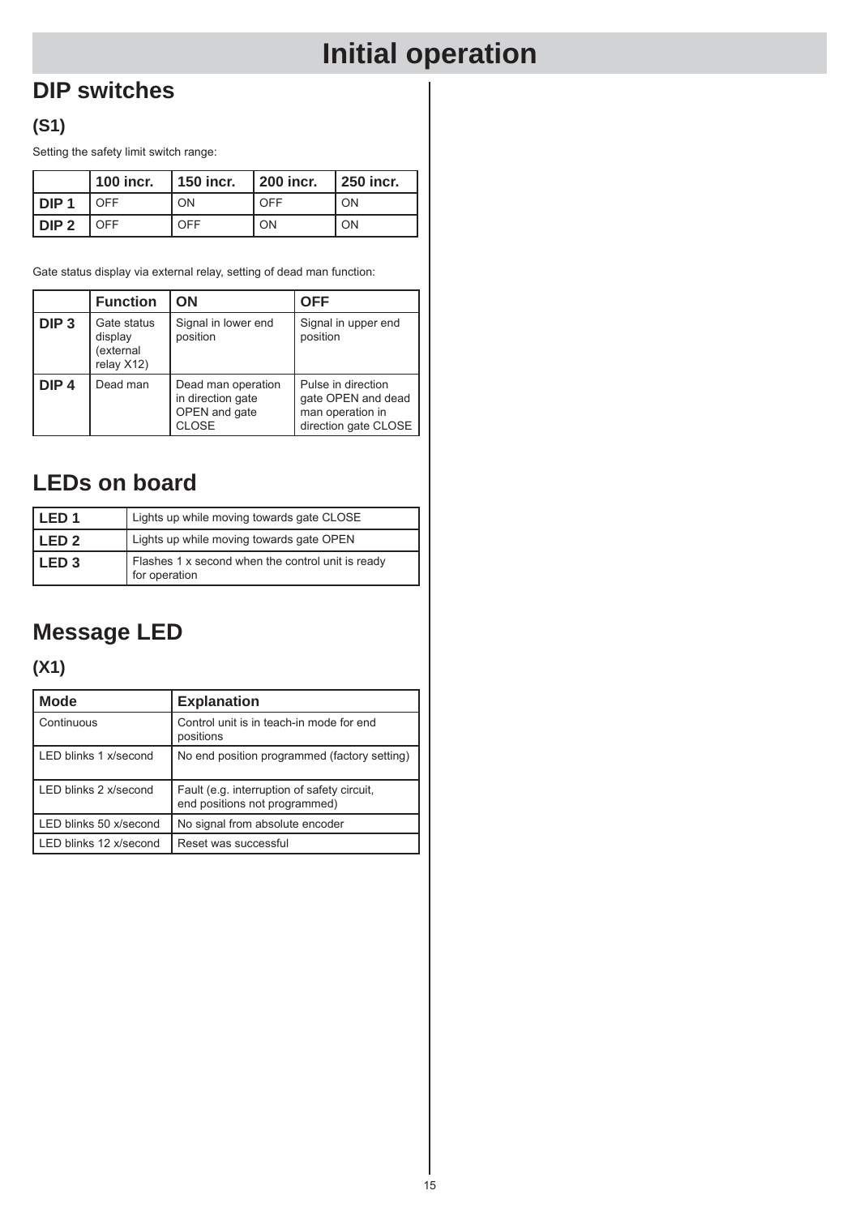# Initial operation

## DIP switches

### (S1)

Setting the safety limit switch range:

| | 100 incr. | 150 incr. | 200 incr. | 250 incr. |
|---|---|---|---|---|
| **DIP 1** | OFF | ON | OFF | ON |
| **DIP 2** | OFF | OFF | ON | ON |

Gate status display via external relay, setting of dead man function:

| | Function | ON | OFF |
|---|---|---|---|
| **DIP 3** | Gate status display (external relay X12) | Signal in lower end position | Signal in upper end position |
| **DIP 4** | Dead man | Dead man operation in direction gate OPEN and gate CLOSE | Pulse in direction gate OPEN and dead man operation in direction gate CLOSE |

## LEDs on board

| | |
|---|---|
| **LED 1** | Lights up while moving towards gate CLOSE |
| **LED 2** | Lights up while moving towards gate OPEN |
| **LED 3** | Flashes 1 x second when the control unit is ready for operation |

## Message LED

### (X1)

| Mode | Explanation |
|---|---|
| Continuous | Control unit is in teach-in mode for end positions |
| LED blinks 1 x/second | No end position programmed (factory setting) |
| LED blinks 2 x/second | Fault (e.g. interruption of safety circuit, end positions not programmed) |
| LED blinks 50 x/second | No signal from absolute encoder |
| LED blinks 12 x/second | Reset was successful |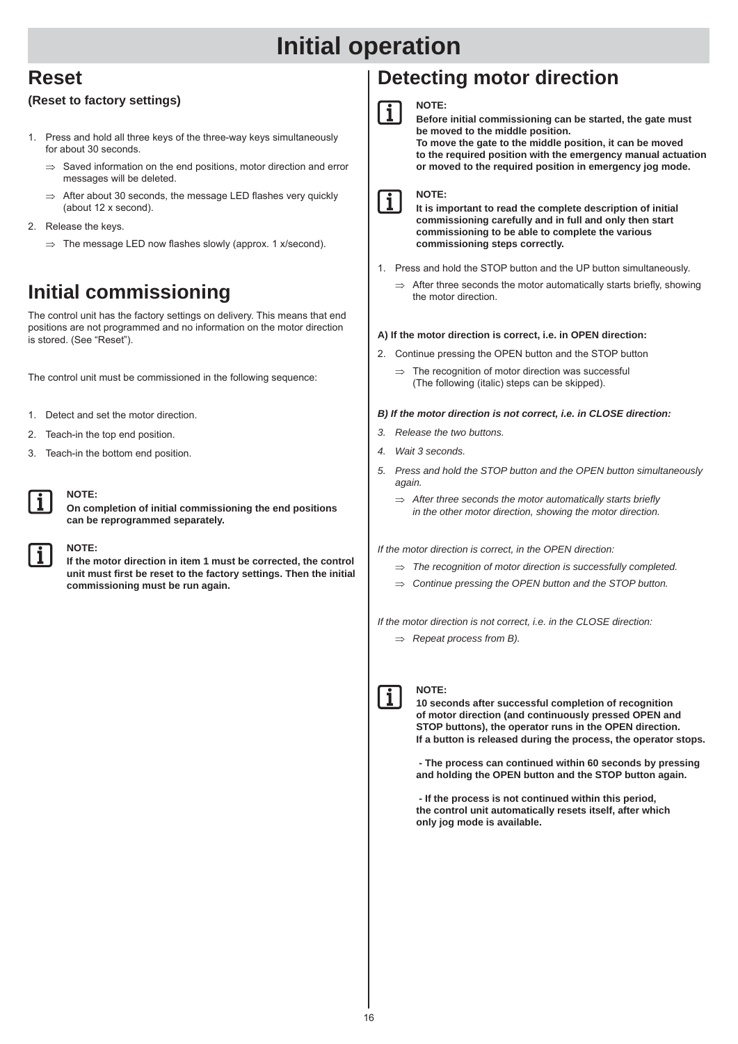# Initial operation

## Reset

**(Reset to factory settings)**

1. Press and hold all three keys of the three-way keys simultaneously for about 30 seconds.
   - ⇒ Saved information on the end positions, motor direction and error messages will be deleted.
   - ⇒ After about 30 seconds, the message LED flashes very quickly (about 12 x second).
2. Release the keys.
   - ⇒ The message LED now flashes slowly (approx. 1 x/second).

## Initial commissioning

The control unit has the factory settings on delivery. This means that end positions are not programmed and no information on the motor direction is stored. (See “Reset”).

The control unit must be commissioned in the following sequence:

1. Detect and set the motor direction.
2. Teach-in the top end position.
3. Teach-in the bottom end position.

**NOTE:**
**On completion of initial commissioning the end positions can be reprogrammed separately.**

**NOTE:**
**If the motor direction in item 1 must be corrected, the control unit must first be reset to the factory settings. Then the initial commissioning must be run again.**

## Detecting motor direction

**NOTE:**
**Before initial commissioning can be started, the gate must be moved to the middle position.**
**To move the gate to the middle position, it can be moved to the required position with the emergency manual actuation or moved to the required position in emergency jog mode.**

**NOTE:**
**It is important to read the complete description of initial commissioning carefully and in full and only then start commissioning to be able to complete the various commissioning steps correctly.**

1. Press and hold the STOP button and the UP button simultaneously.
   - ⇒ After three seconds the motor automatically starts briefly, showing the motor direction.

**A) If the motor direction is correct, i.e. in OPEN direction:**

2. Continue pressing the OPEN button and the STOP button
   - ⇒ The recognition of motor direction was successful (The following (italic) steps can be skipped).

***B) If the motor direction is not correct, i.e. in CLOSE direction:***

3. *Release the two buttons.*
4. *Wait 3 seconds.*
5. *Press and hold the STOP button and the OPEN button simultaneously again.*
   - ⇒ *After three seconds the motor automatically starts briefly in the other motor direction, showing the motor direction.*

*If the motor direction is correct, in the OPEN direction:*

- ⇒ *The recognition of motor direction is successfully completed.*
- ⇒ *Continue pressing the OPEN button and the STOP button.*

*If the motor direction is not correct, i.e. in the CLOSE direction:*

- ⇒ *Repeat process from B).*

**NOTE:**
**10 seconds after successful completion of recognition of motor direction (and continuously pressed OPEN and STOP buttons), the operator runs in the OPEN direction.**
**If a button is released during the process, the operator stops.**

**- The process can continued within 60 seconds by pressing and holding the OPEN button and the STOP button again.**

**- If the process is not continued within this period, the control unit automatically resets itself, after which only jog mode is available.**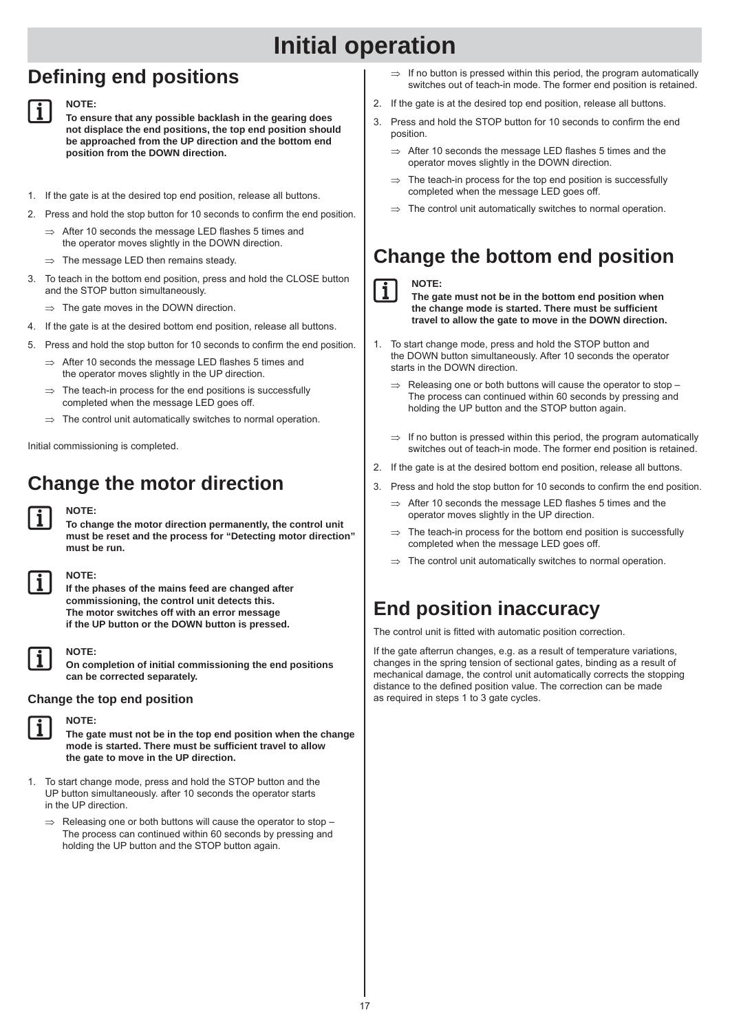# Initial operation

## Defining end positions

**NOTE:**
**To ensure that any possible backlash in the gearing does not displace the end positions, the top end position should be approached from the UP direction and the bottom end position from the DOWN direction.**

1. If the gate is at the desired top end position, release all buttons.
2. Press and hold the stop button for 10 seconds to confirm the end position.
   - ⇒ After 10 seconds the message LED flashes 5 times and the operator moves slightly in the DOWN direction.
   - ⇒ The message LED then remains steady.
3. To teach in the bottom end position, press and hold the CLOSE button and the STOP button simultaneously.
   - ⇒ The gate moves in the DOWN direction.
4. If the gate is at the desired bottom end position, release all buttons.
5. Press and hold the stop button for 10 seconds to confirm the end position.
   - ⇒ After 10 seconds the message LED flashes 5 times and the operator moves slightly in the UP direction.
   - ⇒ The teach-in process for the end positions is successfully completed when the message LED goes off.
   - ⇒ The control unit automatically switches to normal operation.

Initial commissioning is completed.

## Change the motor direction

**NOTE:**
**To change the motor direction permanently, the control unit must be reset and the process for "Detecting motor direction" must be run.**

**NOTE:**
**If the phases of the mains feed are changed after commissioning, the control unit detects this. The motor switches off with an error message if the UP button or the DOWN button is pressed.**

**NOTE:**
**On completion of initial commissioning the end positions can be corrected separately.**

### Change the top end position

**NOTE:**
**The gate must not be in the top end position when the change mode is started. There must be sufficient travel to allow the gate to move in the UP direction.**

1. To start change mode, press and hold the STOP button and the UP button simultaneously. after 10 seconds the operator starts in the UP direction.
   - ⇒ Releasing one or both buttons will cause the operator to stop – The process can continued within 60 seconds by pressing and holding the UP button and the STOP button again.
   - ⇒ If no button is pressed within this period, the program automatically switches out of teach-in mode. The former end position is retained.
2. If the gate is at the desired top end position, release all buttons.
3. Press and hold the STOP button for 10 seconds to confirm the end position.
   - ⇒ After 10 seconds the message LED flashes 5 times and the operator moves slightly in the DOWN direction.
   - ⇒ The teach-in process for the top end position is successfully completed when the message LED goes off.
   - ⇒ The control unit automatically switches to normal operation.

## Change the bottom end position

**NOTE:**
**The gate must not be in the bottom end position when the change mode is started. There must be sufficient travel to allow the gate to move in the DOWN direction.**

1. To start change mode, press and hold the STOP button and the DOWN button simultaneously. After 10 seconds the operator starts in the DOWN direction.
   - ⇒ Releasing one or both buttons will cause the operator to stop – The process can continued within 60 seconds by pressing and holding the UP button and the STOP button again.
   - ⇒ If no button is pressed within this period, the program automatically switches out of teach-in mode. The former end position is retained.
2. If the gate is at the desired bottom end position, release all buttons.
3. Press and hold the stop button for 10 seconds to confirm the end position.
   - ⇒ After 10 seconds the message LED flashes 5 times and the operator moves slightly in the UP direction.
   - ⇒ The teach-in process for the bottom end position is successfully completed when the message LED goes off.
   - ⇒ The control unit automatically switches to normal operation.

## End position inaccuracy

The control unit is fitted with automatic position correction.

If the gate afterrun changes, e.g. as a result of temperature variations, changes in the spring tension of sectional gates, binding as a result of mechanical damage, the control unit automatically corrects the stopping distance to the defined position value. The correction can be made as required in steps 1 to 3 gate cycles.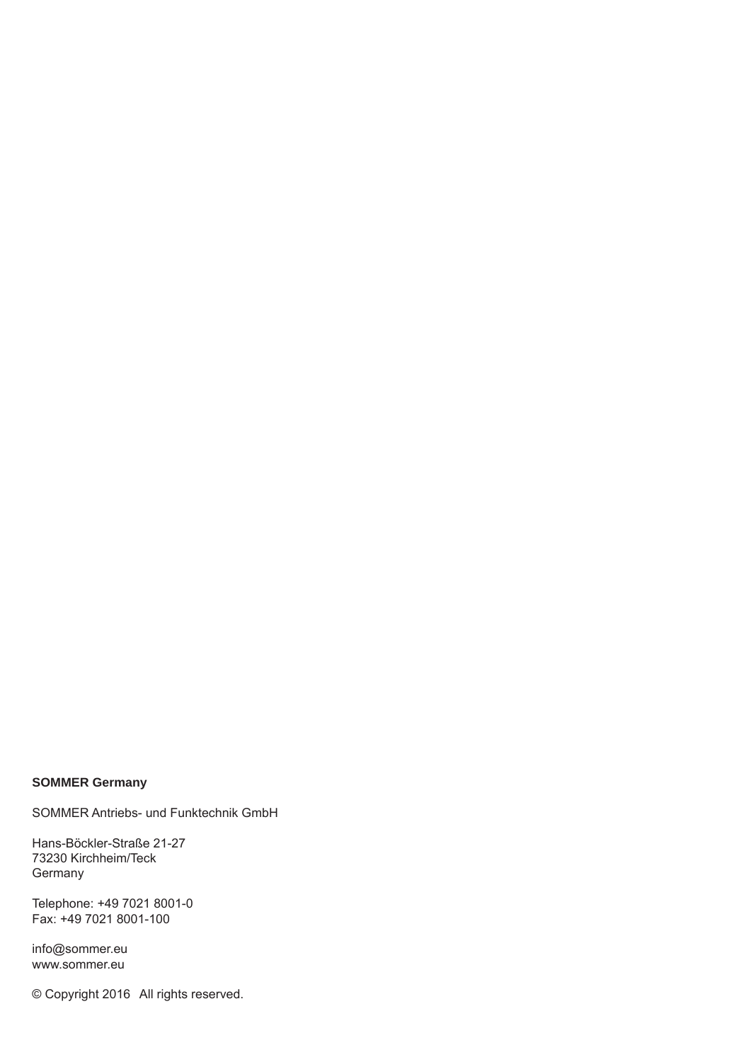**SOMMER Germany**

SOMMER Antriebs- und Funktechnik GmbH

Hans-Böckler-Straße 21-27
73230 Kirchheim/Teck
Germany

Telephone: +49 7021 8001-0
Fax: +49 7021 8001-100

info@sommer.eu
www.sommer.eu

© Copyright 2016 All rights reserved.